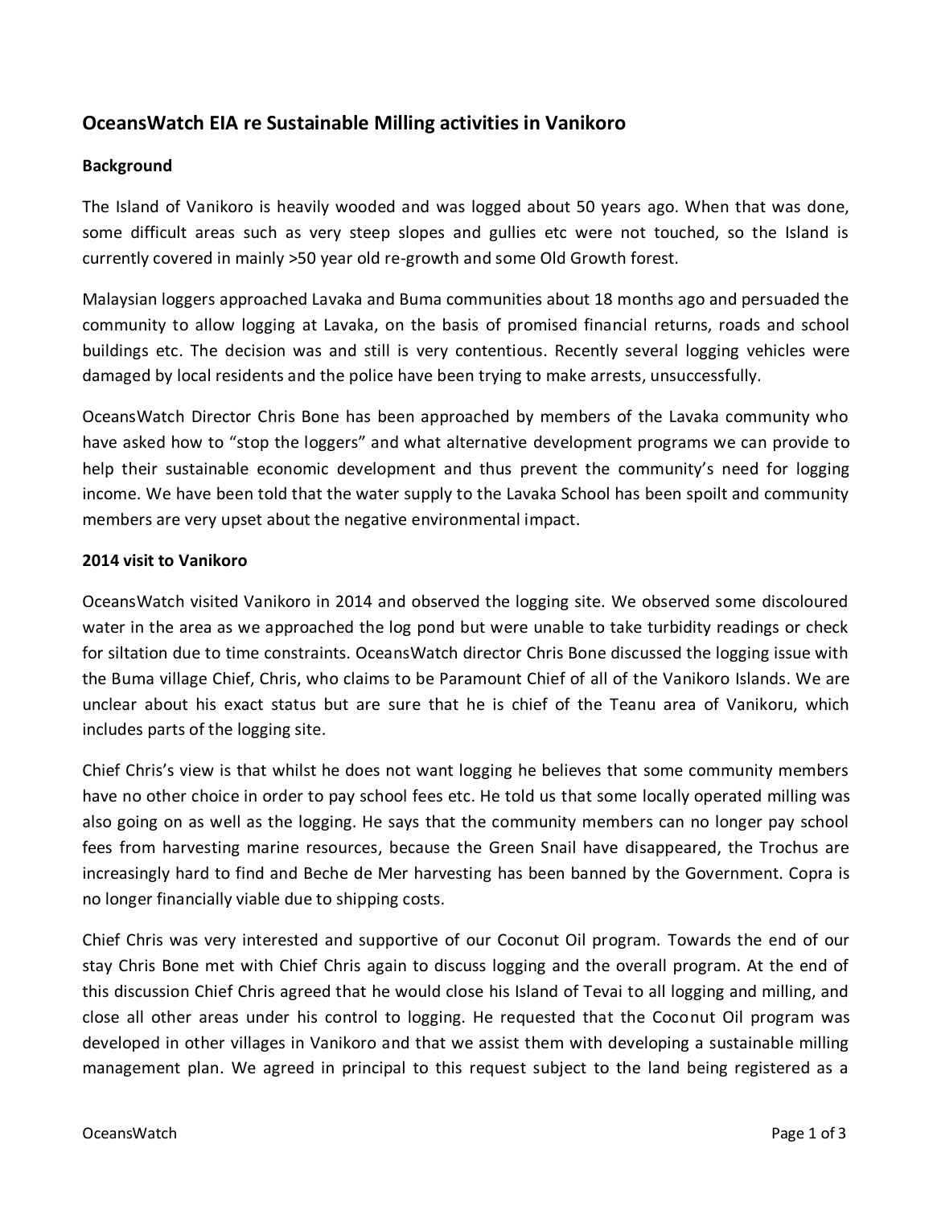# OceansWatch EIA re Sustainable Milling activities in Vanikoro

## Background

The Island of Vanikoro is heavily wooded and was logged about 50 years ago. When that was done, some difficult areas such as very steep slopes and gullies etc were not touched, so the Island is currently covered in mainly >50 year old re-growth and some Old Growth forest.

Malaysian loggers approached Lavaka and Buma communities about 18 months ago and persuaded the community to allow logging at Lavaka, on the basis of promised financial returns, roads and school buildings etc. The decision was and still is very contentious. Recently several logging vehicles were damaged by local residents and the police have been trying to make arrests, unsuccessfully.

OceansWatch Director Chris Bone has been approached by members of the Lavaka community who have asked how to "stop the loggers" and what alternative development programs we can provide to help their sustainable economic development and thus prevent the community's need for logging income. We have been told that the water supply to the Lavaka School has been spoilt and community members are very upset about the negative environmental impact.

## 2014 visit to Vanikoro

OceansWatch visited Vanikoro in 2014 and observed the logging site. We observed some discoloured water in the area as we approached the log pond but were unable to take turbidity readings or check for siltation due to time constraints. OceansWatch director Chris Bone discussed the logging issue with the Buma village Chief, Chris, who claims to be Paramount Chief of all of the Vanikoro Islands. We are unclear about his exact status but are sure that he is chief of the Teanu area of Vanikoru, which includes parts of the logging site.

Chief Chris's view is that whilst he does not want logging he believes that some community members have no other choice in order to pay school fees etc. He told us that some locally operated milling was also going on as well as the logging. He says that the community members can no longer pay school fees from harvesting marine resources, because the Green Snail have disappeared, the Trochus are increasingly hard to find and Beche de Mer harvesting has been banned by the Government. Copra is no longer financially viable due to shipping costs.

Chief Chris was very interested and supportive of our Coconut Oil program. Towards the end of our stay Chris Bone met with Chief Chris again to discuss logging and the overall program. At the end of this discussion Chief Chris agreed that he would close his Island of Tevai to all logging and milling, and close all other areas under his control to logging. He requested that the Coconut Oil program was developed in other villages in Vanikoro and that we assist them with developing a sustainable milling management plan. We agreed in principal to this request subject to the land being registered as a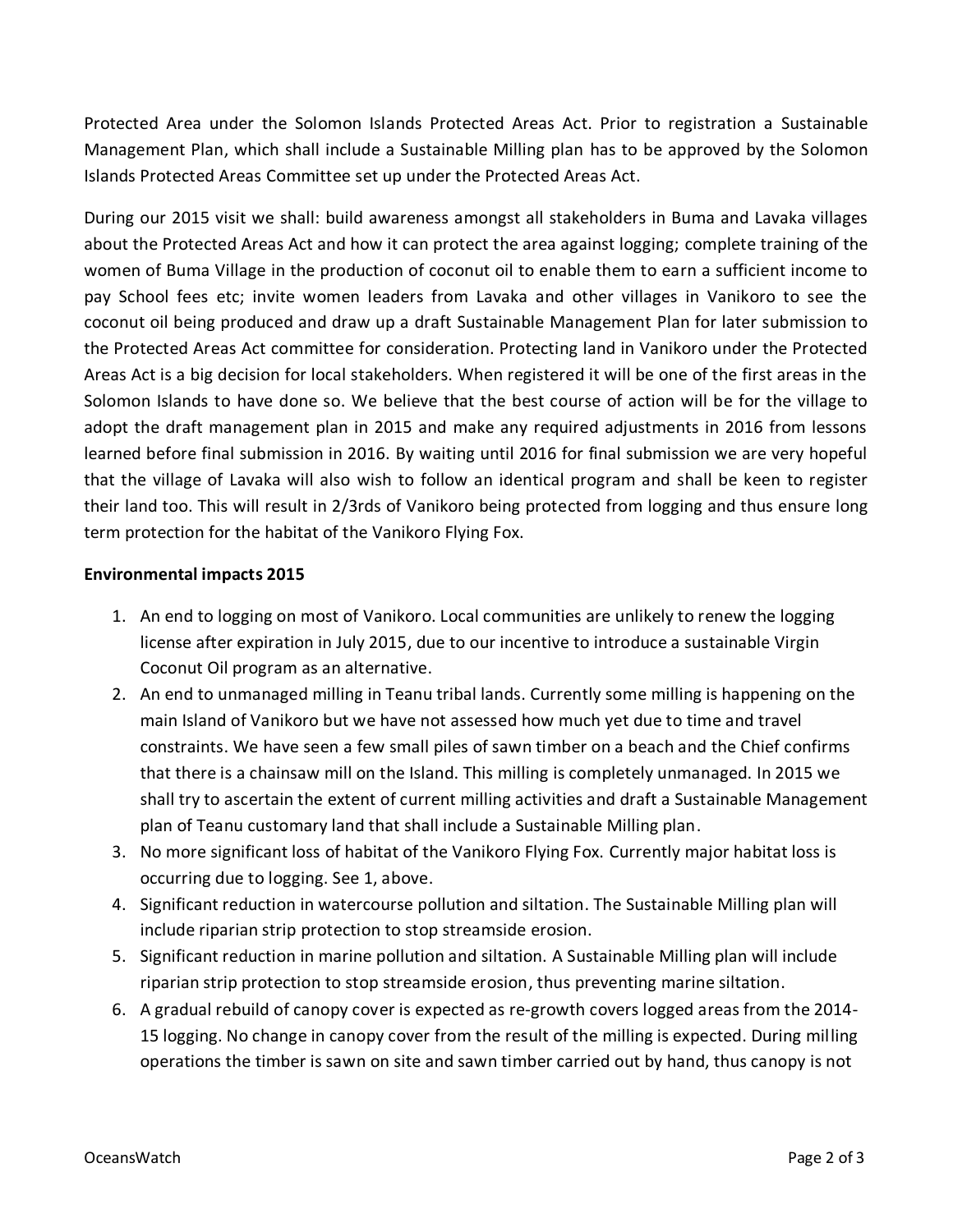Protected Area under the Solomon Islands Protected Areas Act. Prior to registration a Sustainable Management Plan, which shall include a Sustainable Milling plan has to be approved by the Solomon Islands Protected Areas Committee set up under the Protected Areas Act.

During our 2015 visit we shall: build awareness amongst all stakeholders in Buma and Lavaka villages about the Protected Areas Act and how it can protect the area against logging; complete training of the women of Buma Village in the production of coconut oil to enable them to earn a sufficient income to pay School fees etc; invite women leaders from Lavaka and other villages in Vanikoro to see the coconut oil being produced and draw up a draft Sustainable Management Plan for later submission to the Protected Areas Act committee for consideration. Protecting land in Vanikoro under the Protected Areas Act is a big decision for local stakeholders. When registered it will be one of the first areas in the Solomon Islands to have done so. We believe that the best course of action will be for the village to adopt the draft management plan in 2015 and make any required adjustments in 2016 from lessons learned before final submission in 2016. By waiting until 2016 for final submission we are very hopeful that the village of Lavaka will also wish to follow an identical program and shall be keen to register their land too. This will result in 2/3rds of Vanikoro being protected from logging and thus ensure long term protection for the habitat of the Vanikoro Flying Fox.

**Environmental impacts 2015**

1. An end to logging on most of Vanikoro. Local communities are unlikely to renew the logging license after expiration in July 2015, due to our incentive to introduce a sustainable Virgin Coconut Oil program as an alternative.
2. An end to unmanaged milling in Teanu tribal lands. Currently some milling is happening on the main Island of Vanikoro but we have not assessed how much yet due to time and travel constraints. We have seen a few small piles of sawn timber on a beach and the Chief confirms that there is a chainsaw mill on the Island. This milling is completely unmanaged. In 2015 we shall try to ascertain the extent of current milling activities and draft a Sustainable Management plan of Teanu customary land that shall include a Sustainable Milling plan.
3. No more significant loss of habitat of the Vanikoro Flying Fox. Currently major habitat loss is occurring due to logging. See 1, above.
4. Significant reduction in watercourse pollution and siltation. The Sustainable Milling plan will include riparian strip protection to stop streamside erosion.
5. Significant reduction in marine pollution and siltation. A Sustainable Milling plan will include riparian strip protection to stop streamside erosion, thus preventing marine siltation.
6. A gradual rebuild of canopy cover is expected as re-growth covers logged areas from the 2014-15 logging. No change in canopy cover from the result of the milling is expected. During milling operations the timber is sawn on site and sawn timber carried out by hand, thus canopy is not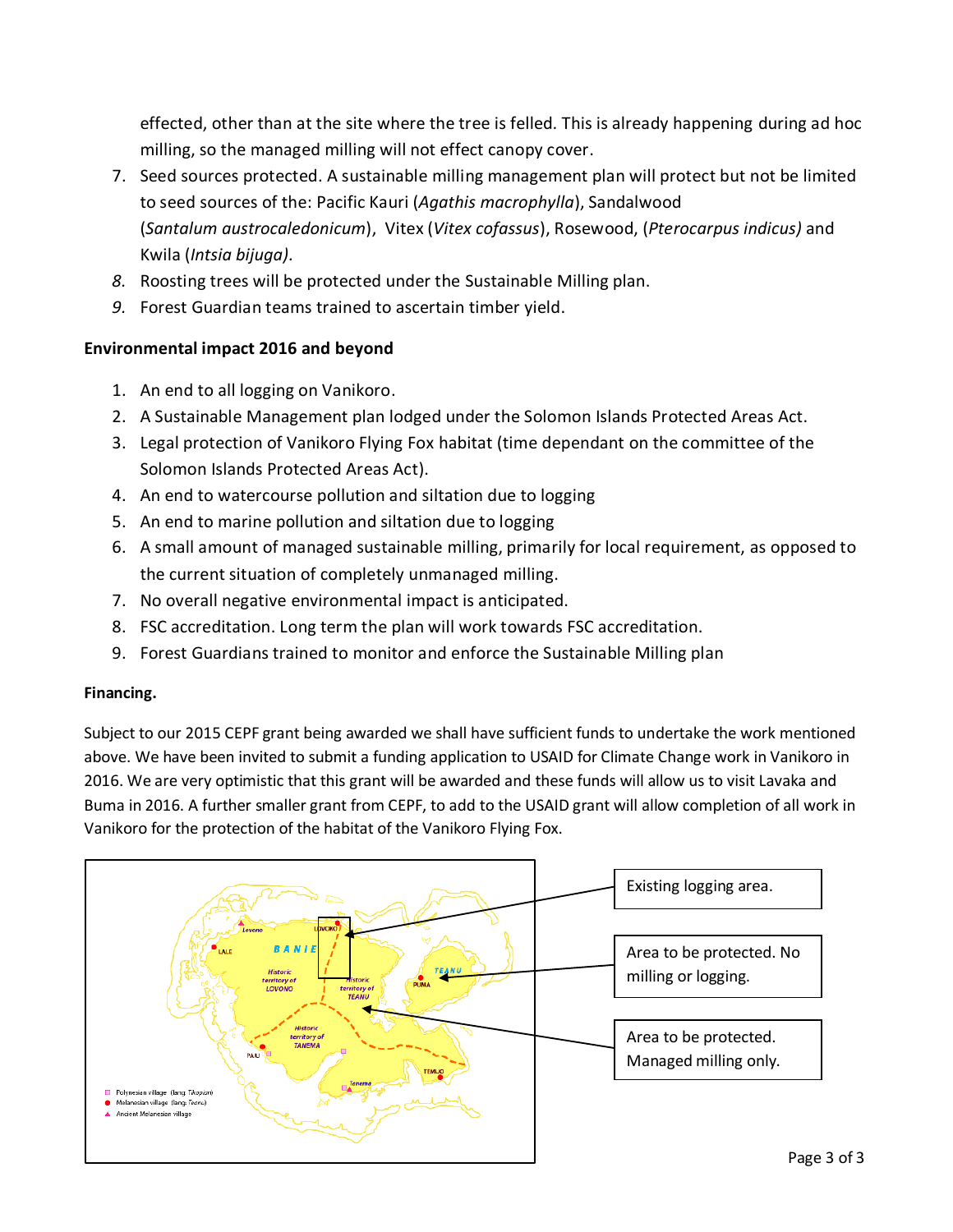effected, other than at the site where the tree is felled. This is already happening during ad hoc milling, so the managed milling will not effect canopy cover.

7. Seed sources protected. A sustainable milling management plan will protect but not be limited to seed sources of the: Pacific Kauri (*Agathis macrophylla*), Sandalwood (*Santalum austrocaledonicum*), Vitex (*Vitex cofassus*), Rosewood, (*Pterocarpus indicus)* and Kwila (*Intsia bijuga).*
8. Roosting trees will be protected under the Sustainable Milling plan.
9. Forest Guardian teams trained to ascertain timber yield.

**Environmental impact 2016 and beyond**

1. An end to all logging on Vanikoro.
2. A Sustainable Management plan lodged under the Solomon Islands Protected Areas Act.
3. Legal protection of Vanikoro Flying Fox habitat (time dependant on the committee of the Solomon Islands Protected Areas Act).
4. An end to watercourse pollution and siltation due to logging
5. An end to marine pollution and siltation due to logging
6. A small amount of managed sustainable milling, primarily for local requirement, as opposed to the current situation of completely unmanaged milling.
7. No overall negative environmental impact is anticipated.
8. FSC accreditation. Long term the plan will work towards FSC accreditation.
9. Forest Guardians trained to monitor and enforce the Sustainable Milling plan

**Financing.**

Subject to our 2015 CEPF grant being awarded we shall have sufficient funds to undertake the work mentioned above. We have been invited to submit a funding application to USAID for Climate Change work in Vanikoro in 2016. We are very optimistic that this grant will be awarded and these funds will allow us to visit Lavaka and Buma in 2016. A further smaller grant from CEPF, to add to the USAID grant will allow completion of all work in Vanikoro for the protection of the habitat of the Vanikoro Flying Fox.

Lovono
LOVOKO
LALE
BANIE
Historic territory of LOVONO
Historic territory of TEANU
TEANU
PUMA
Historic territory of TANEMA
PAIU
TEMUO
Tanema
Polynesian village (lang. Tikopian)
Melanesian village (lang. Teanu)
Ancient Melanesian village

Existing logging area.

Area to be protected. No milling or logging.

Area to be protected. Managed milling only.